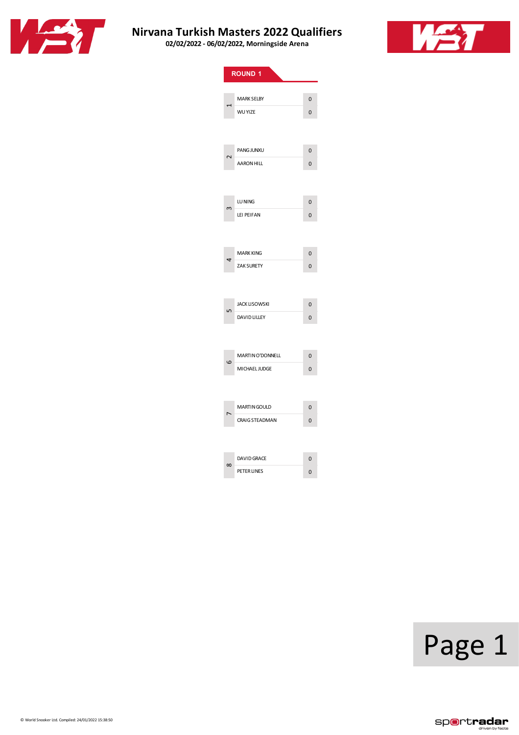# Nirvana Turkish Masters 2022 Qualifiers

**02/02/2022 - 06/02/2022, Morningside Arena**

## ROUND 1

| Match | Player | Score |
|---|---|---|
| 1 | MARK SELBY | 0 |
| | WU YIZE | 0 |
| 2 | PANG JUNXU | 0 |
| | AARON HILL | 0 |
| 3 | LU NING | 0 |
| | LEI PEIFAN | 0 |
| 4 | MARK KING | 0 |
| | ZAK SURETY | 0 |
| 5 | JACK LISOWSKI | 0 |
| | DAVID LILLEY | 0 |
| 6 | MARTIN O'DONNELL | 0 |
| | MICHAEL JUDGE | 0 |
| 7 | MARTIN GOULD | 0 |
| | CRAIG STEADMAN | 0 |
| 8 | DAVID GRACE | 0 |
| | PETER LINES | 0 |

© World Snooker Ltd. Compiled: 24/01/2022 15:38:50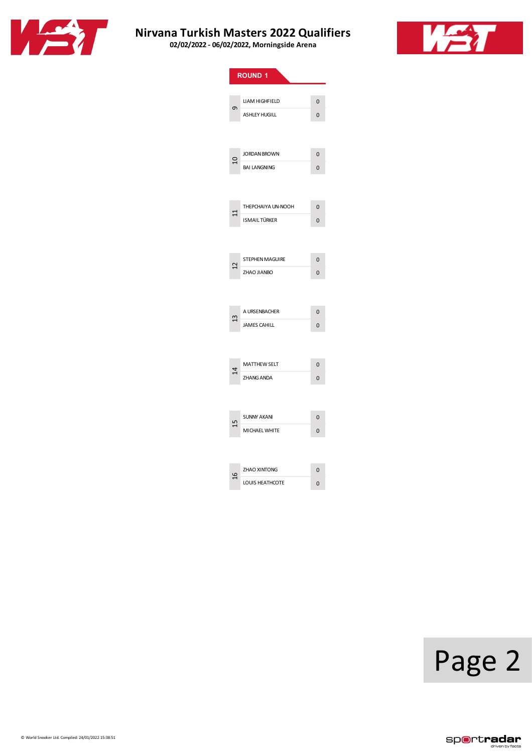# Nirvana Turkish Masters 2022 Qualifiers

**02/02/2022 - 06/02/2022, Morningside Arena**

## ROUND 1

| Match | Player | Score |
|---|---|---|
| 9 | LIAM HIGHFIELD | 0 |
| | ASHLEY HUGILL | 0 |
| 10 | JORDAN BROWN | 0 |
| | BAI LANGNING | 0 |
| 11 | THEPCHAIYA UN-NOOH | 0 |
| | ISMAIL TÜRKER | 0 |
| 12 | STEPHEN MAGUIRE | 0 |
| | ZHAO JIANBO | 0 |
| 13 | A URSENBACHER | 0 |
| | JAMES CAHILL | 0 |
| 14 | MATTHEW SELT | 0 |
| | ZHANG ANDA | 0 |
| 15 | SUNNY AKANI | 0 |
| | MICHAEL WHITE | 0 |
| 16 | ZHAO XINTONG | 0 |
| | LOUIS HEATHCOTE | 0 |

© World Snooker Ltd. Compiled: 24/01/2022 15:38:51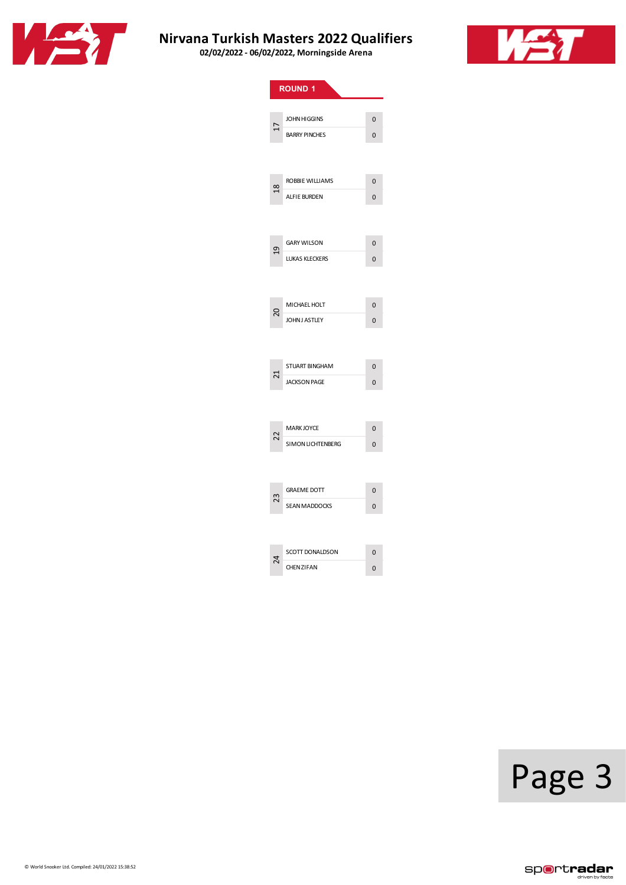# Nirvana Turkish Masters 2022 Qualifiers

**02/02/2022 - 06/02/2022, Morningside Arena**

## ROUND 1

| Match | Player | Score |
|---|---|---|
| 17 | JOHN HIGGINS | 0 |
| | BARRY PINCHES | 0 |
| 18 | ROBBIE WILLIAMS | 0 |
| | ALFIE BURDEN | 0 |
| 19 | GARY WILSON | 0 |
| | LUKAS KLECKERS | 0 |
| 20 | MICHAEL HOLT | 0 |
| | JOHN J ASTLEY | 0 |
| 21 | STUART BINGHAM | 0 |
| | JACKSON PAGE | 0 |
| 22 | MARK JOYCE | 0 |
| | SIMON LICHTENBERG | 0 |
| 23 | GRAEME DOTT | 0 |
| | SEAN MADDOCKS | 0 |
| 24 | SCOTT DONALDSON | 0 |
| | CHEN ZIFAN | 0 |

© World Snooker Ltd. Compiled: 24/01/2022 15:38:52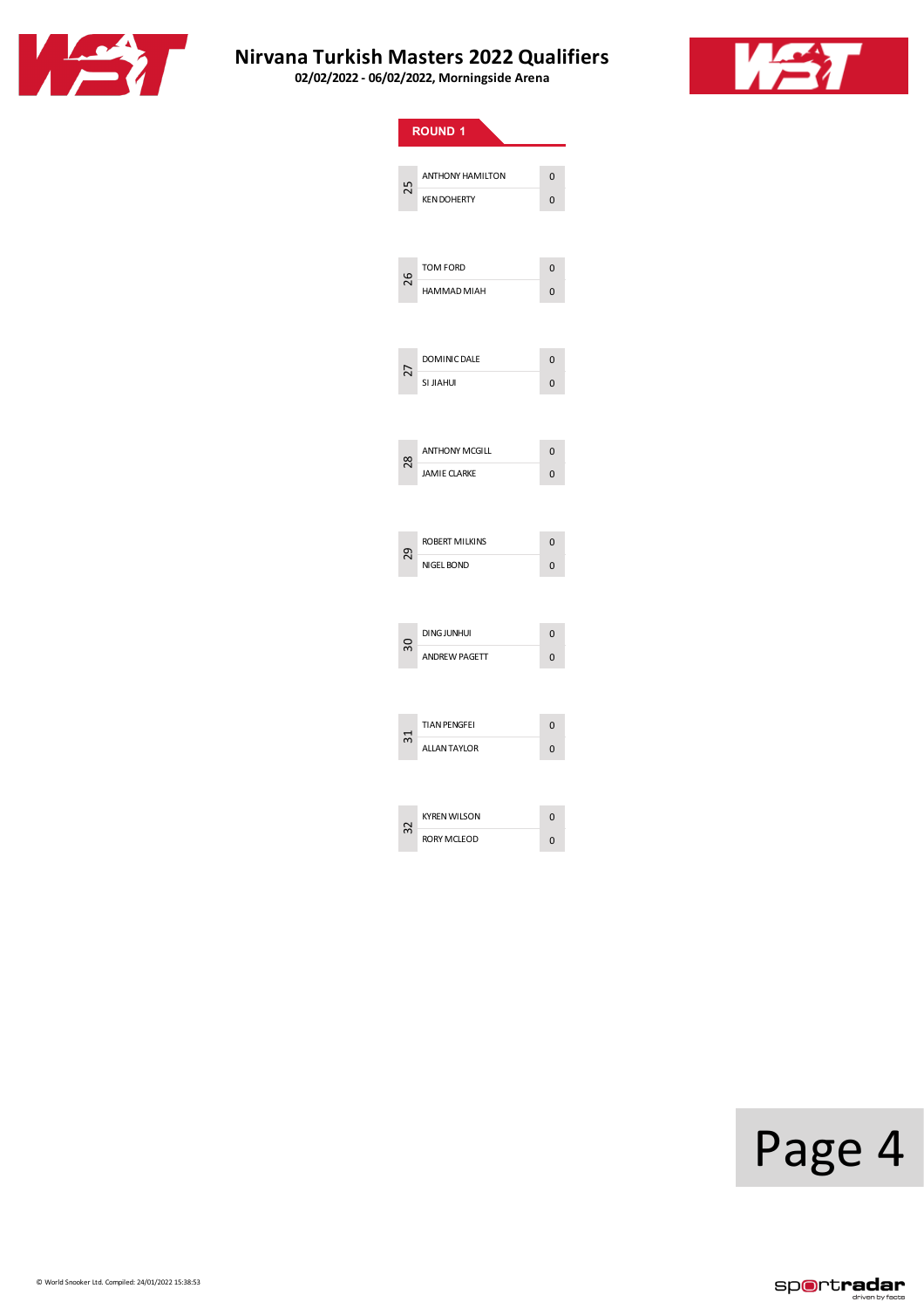# Nirvana Turkish Masters 2022 Qualifiers

**02/02/2022 - 06/02/2022, Morningside Arena**

## ROUND 1

| Match | Player | Score |
|---|---|---|
| 25 | ANTHONY HAMILTON | 0 |
| | KEN DOHERTY | 0 |
| 26 | TOM FORD | 0 |
| | HAMMAD MIAH | 0 |
| 27 | DOMINIC DALE | 0 |
| | SI JIAHUI | 0 |
| 28 | ANTHONY MCGILL | 0 |
| | JAMIE CLARKE | 0 |
| 29 | ROBERT MILKINS | 0 |
| | NIGEL BOND | 0 |
| 30 | DING JUNHUI | 0 |
| | ANDREW PAGETT | 0 |
| 31 | TIAN PENGFEI | 0 |
| | ALLAN TAYLOR | 0 |
| 32 | KYREN WILSON | 0 |
| | RORY MCLEOD | 0 |

© World Snooker Ltd. Compiled: 24/01/2022 15:38:53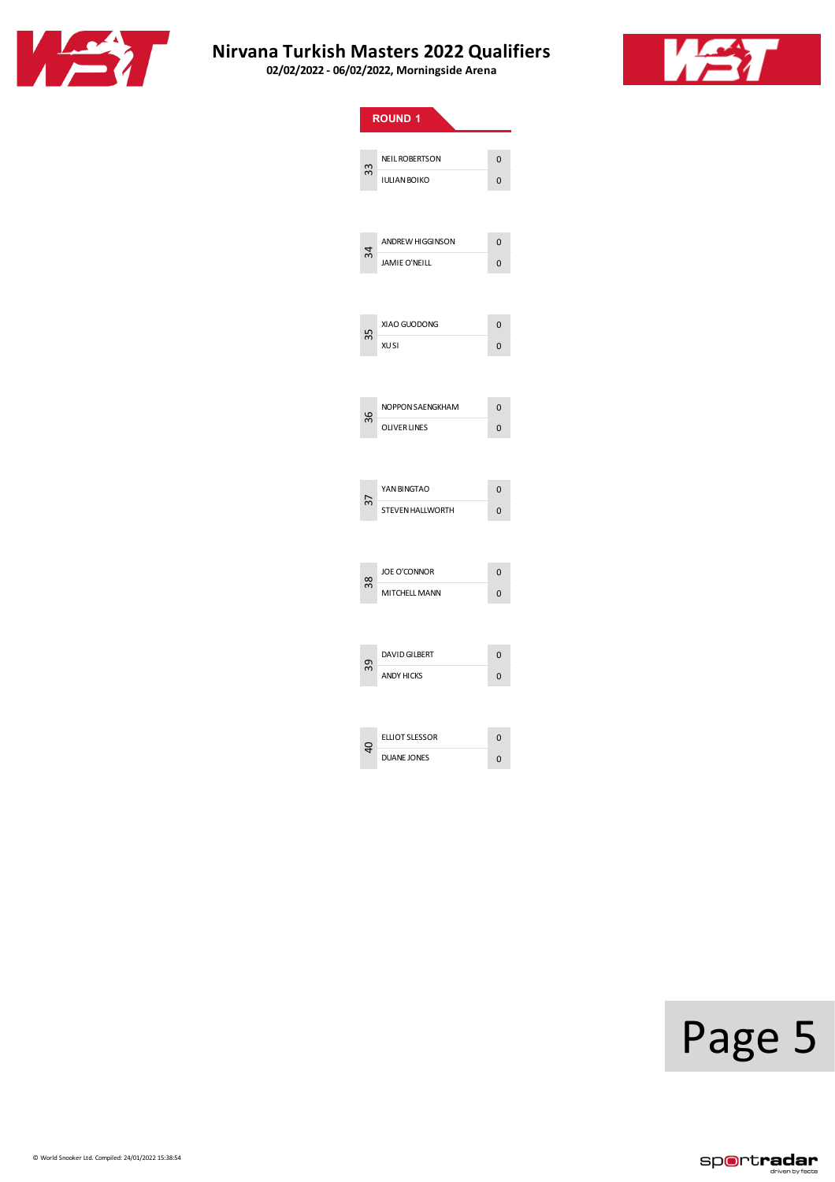# Nirvana Turkish Masters 2022 Qualifiers

**02/02/2022 - 06/02/2022, Morningside Arena**

## ROUND 1

| Match | Player | Score |
|---|---|---|
| 33 | NEIL ROBERTSON | 0 |
| | IULIAN BOIKO | 0 |
| 34 | ANDREW HIGGINSON | 0 |
| | JAMIE O'NEILL | 0 |
| 35 | XIAO GUODONG | 0 |
| | XU SI | 0 |
| 36 | NOPPON SAENGKHAM | 0 |
| | OLIVER LINES | 0 |
| 37 | YAN BINGTAO | 0 |
| | STEVEN HALLWORTH | 0 |
| 38 | JOE O'CONNOR | 0 |
| | MITCHELL MANN | 0 |
| 39 | DAVID GILBERT | 0 |
| | ANDY HICKS | 0 |
| 40 | ELLIOT SLESSOR | 0 |
| | DUANE JONES | 0 |

© World Snooker Ltd. Compiled: 24/01/2022 15:38:54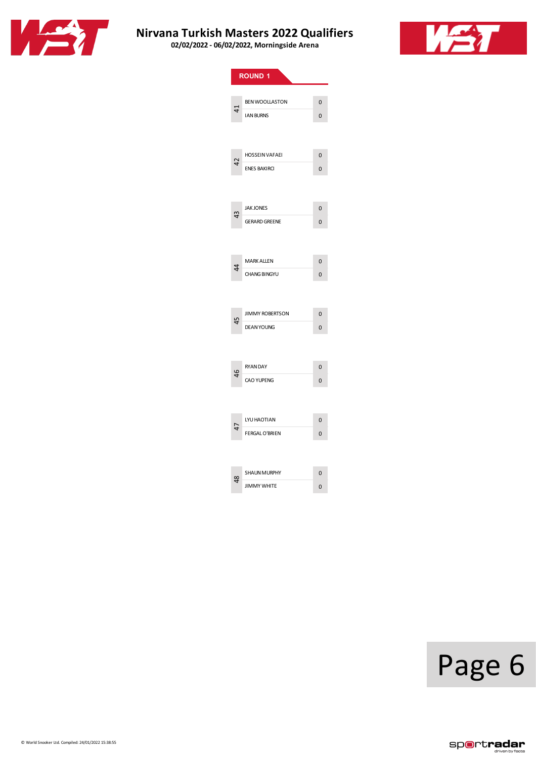# Nirvana Turkish Masters 2022 Qualifiers

**02/02/2022 - 06/02/2022, Morningside Arena**

## ROUND 1

| Match | Player | Score |
|---|---|---|
| 41 | BEN WOOLLASTON | 0 |
| | IAN BURNS | 0 |
| 42 | HOSSEIN VAFAEI | 0 |
| | ENES BAKIRCI | 0 |
| 43 | JAK JONES | 0 |
| | GERARD GREENE | 0 |
| 44 | MARK ALLEN | 0 |
| | CHANG BINGYU | 0 |
| 45 | JIMMY ROBERTSON | 0 |
| | DEAN YOUNG | 0 |
| 46 | RYAN DAY | 0 |
| | CAO YUPENG | 0 |
| 47 | LYU HAOTIAN | 0 |
| | FERGAL O'BRIEN | 0 |
| 48 | SHAUN MURPHY | 0 |
| | JIMMY WHITE | 0 |

© World Snooker Ltd. Compiled: 24/01/2022 15:38:55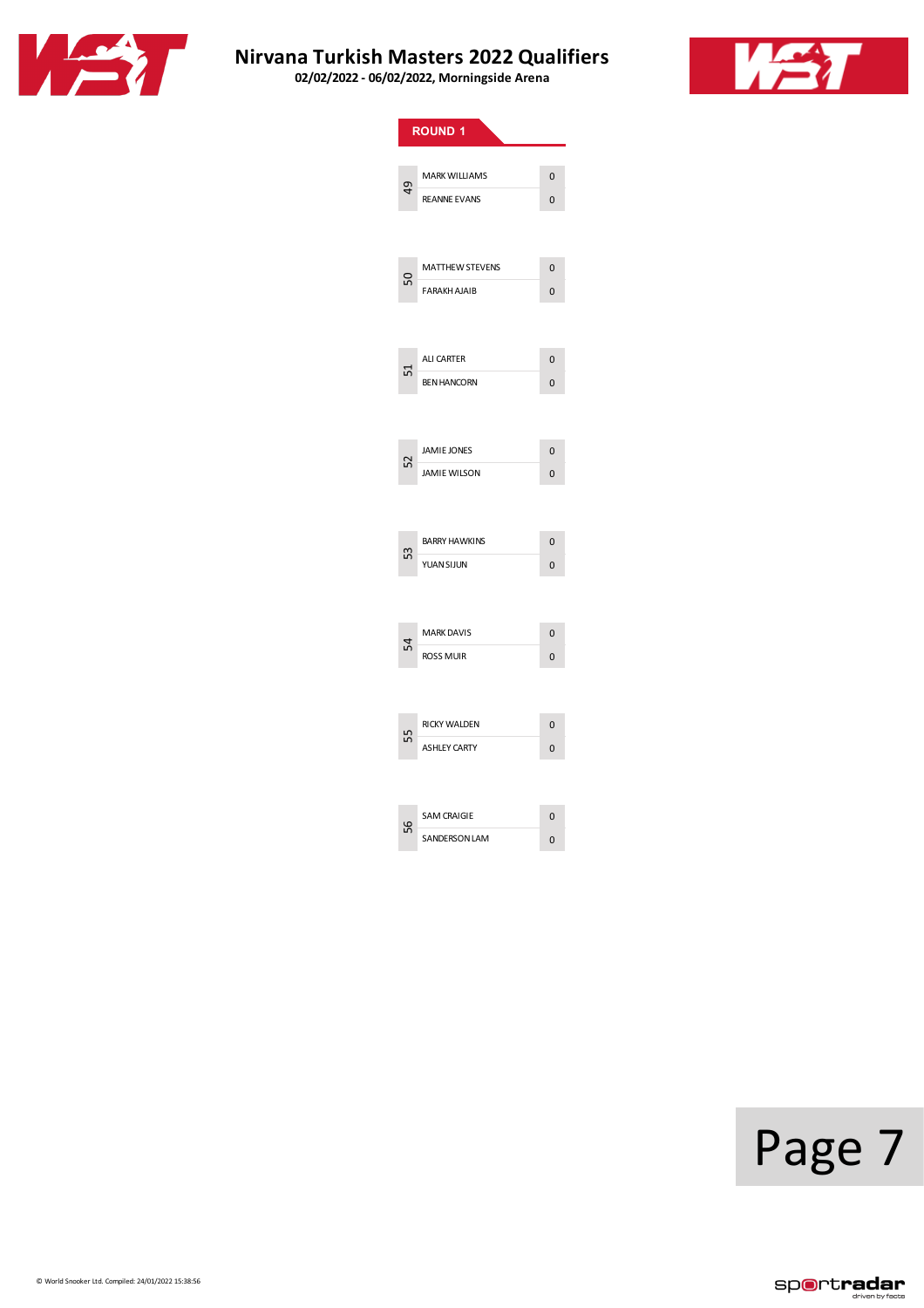# Nirvana Turkish Masters 2022 Qualifiers

**02/02/2022 - 06/02/2022, Morningside Arena**

## ROUND 1

| Match | Player | Score |
|---|---|---|
| 49 | MARK WILLIAMS | 0 |
| | REANNE EVANS | 0 |
| 50 | MATTHEW STEVENS | 0 |
| | FARAKH AJAIB | 0 |
| 51 | ALI CARTER | 0 |
| | BEN HANCORN | 0 |
| 52 | JAMIE JONES | 0 |
| | JAMIE WILSON | 0 |
| 53 | BARRY HAWKINS | 0 |
| | YUAN SIJUN | 0 |
| 54 | MARK DAVIS | 0 |
| | ROSS MUIR | 0 |
| 55 | RICKY WALDEN | 0 |
| | ASHLEY CARTY | 0 |
| 56 | SAM CRAIGIE | 0 |
| | SANDERSON LAM | 0 |

© World Snooker Ltd. Compiled: 24/01/2022 15:38:56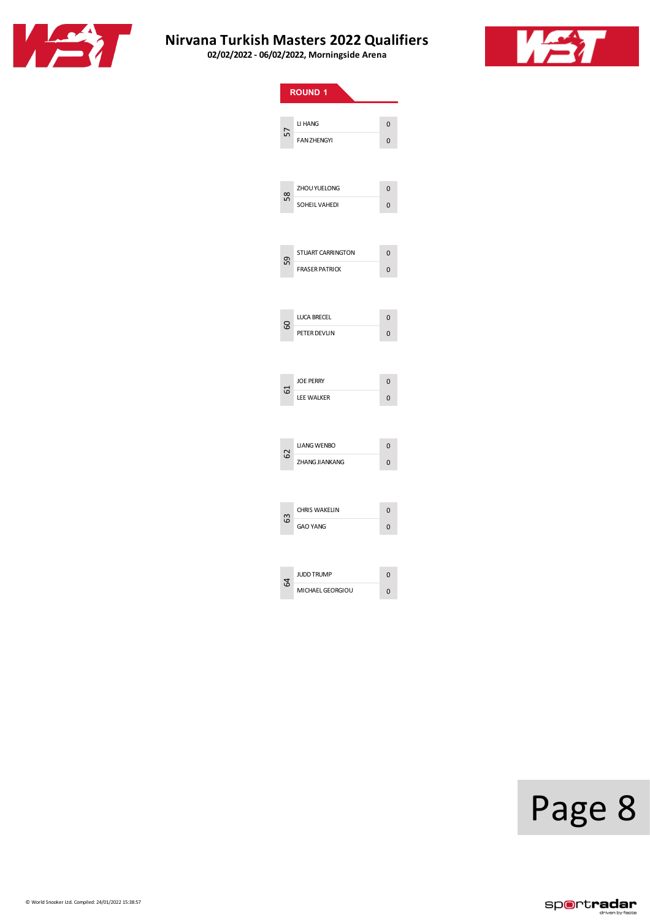# Nirvana Turkish Masters 2022 Qualifiers

**02/02/2022 - 06/02/2022, Morningside Arena**

## ROUND 1

| Match | Player | Score |
|---|---|---|
| 57 | LI HANG | 0 |
| | FAN ZHENGYI | 0 |
| 58 | ZHOU YUELONG | 0 |
| | SOHEIL VAHEDI | 0 |
| 59 | STUART CARRINGTON | 0 |
| | FRASER PATRICK | 0 |
| 60 | LUCA BRECEL | 0 |
| | PETER DEVLIN | 0 |
| 61 | JOE PERRY | 0 |
| | LEE WALKER | 0 |
| 62 | LIANG WENBO | 0 |
| | ZHANG JIANKANG | 0 |
| 63 | CHRIS WAKELIN | 0 |
| | GAO YANG | 0 |
| 64 | JUDD TRUMP | 0 |
| | MICHAEL GEORGIOU | 0 |

© World Snooker Ltd. Compiled: 24/01/2022 15:38:57